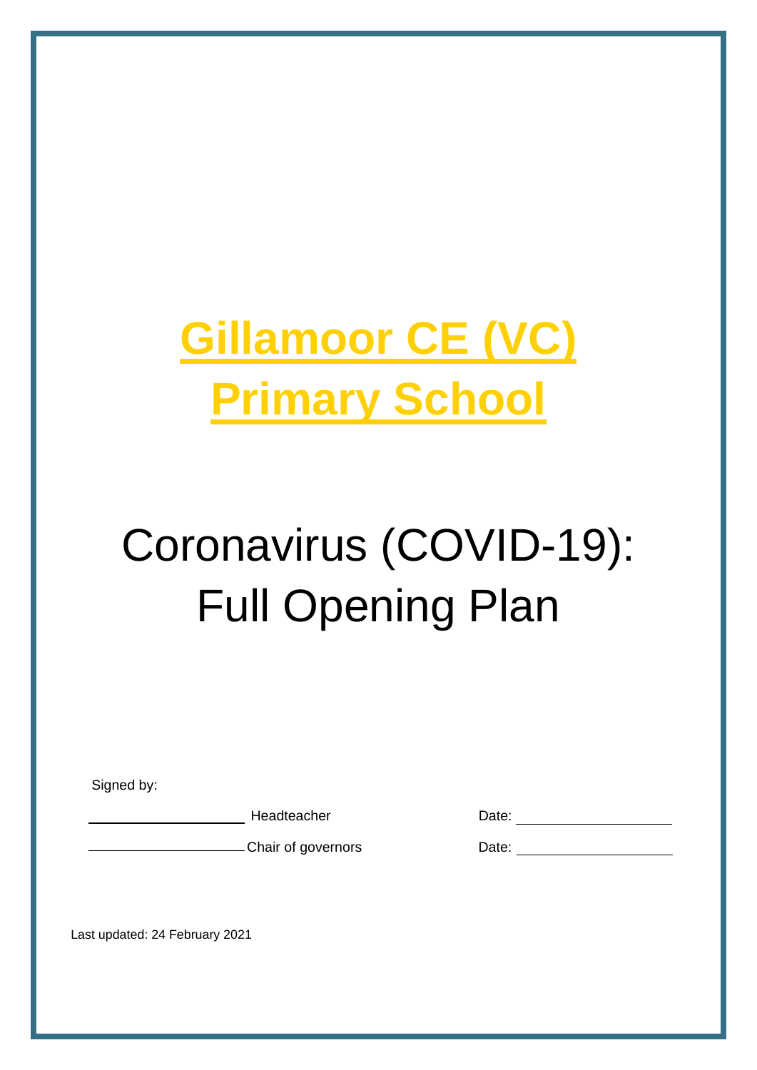# Gillamoor CE (VC) Primary School

# Coronavirus (COVID-19): Full Opening Plan

Signed by:

\_\_\_\_\_\_\_\_\_\_\_\_\_\_\_\_\_\_\_\_ Headteacher Date: \_\_\_\_\_\_\_\_\_\_\_\_\_\_\_\_\_\_\_\_

\_\_\_\_\_\_\_\_\_\_\_\_\_\_\_\_\_\_\_\_ Chair of governors Date: \_\_\_\_\_\_\_\_\_\_\_\_\_\_\_\_\_\_\_\_

Last updated: 24 February 2021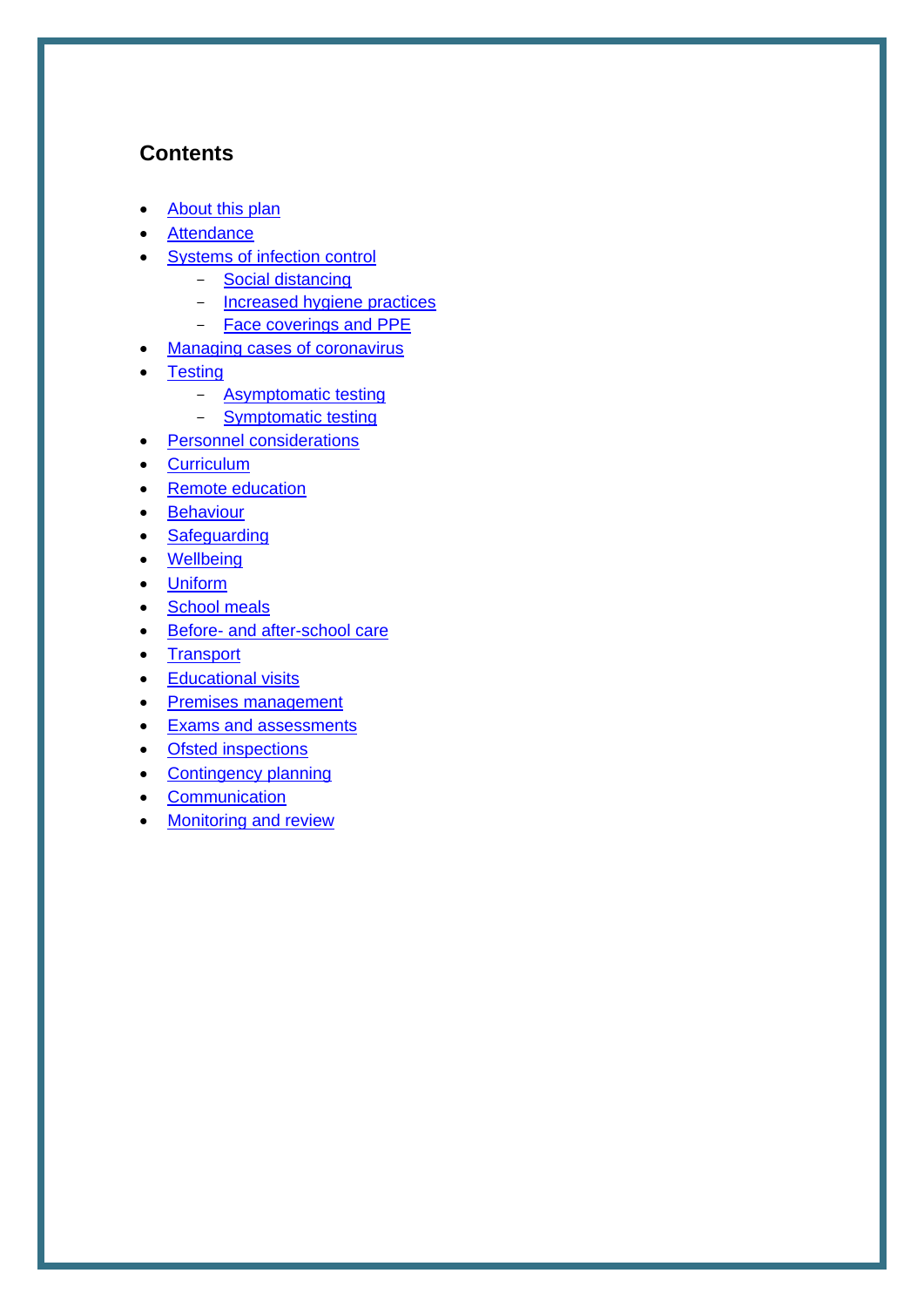## Contents

- About this plan
- Attendance
- Systems of infection control
  - Social distancing
  - Increased hygiene practices
  - Face coverings and PPE
- Managing cases of coronavirus
- Testing
  - Asymptomatic testing
  - Symptomatic testing
- Personnel considerations
- Curriculum
- Remote education
- Behaviour
- Safeguarding
- Wellbeing
- Uniform
- School meals
- Before- and after-school care
- Transport
- Educational visits
- Premises management
- Exams and assessments
- Ofsted inspections
- Contingency planning
- Communication
- Monitoring and review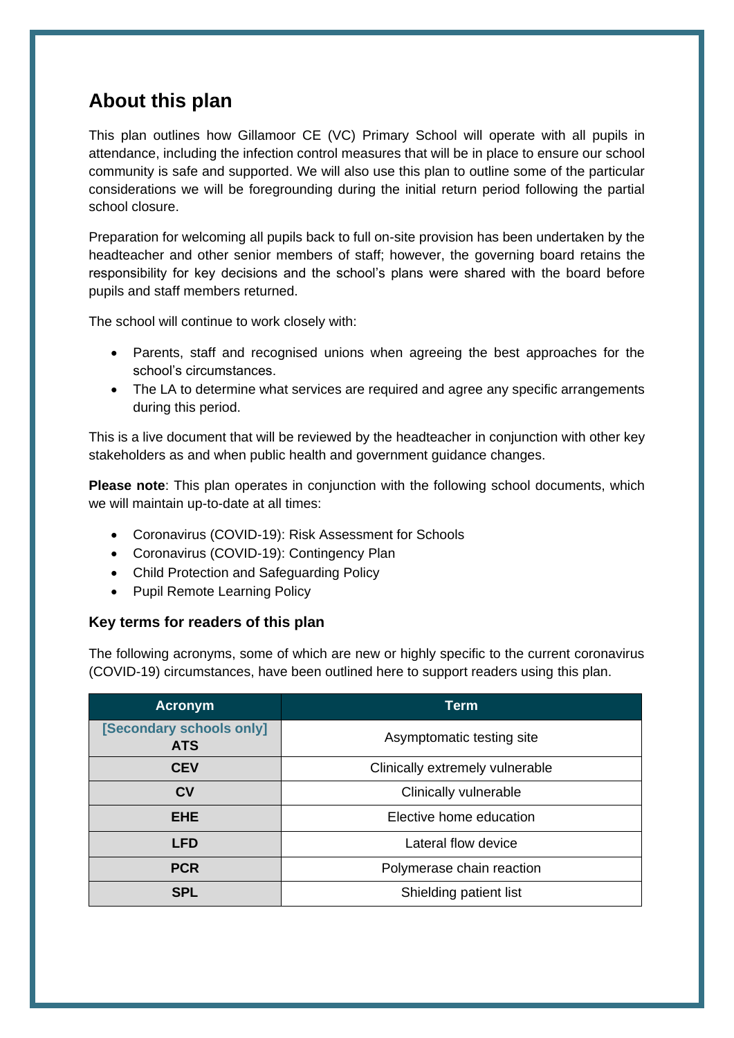## About this plan

This plan outlines how Gillamoor CE (VC) Primary School will operate with all pupils in attendance, including the infection control measures that will be in place to ensure our school community is safe and supported. We will also use this plan to outline some of the particular considerations we will be foregrounding during the initial return period following the partial school closure.

Preparation for welcoming all pupils back to full on-site provision has been undertaken by the headteacher and other senior members of staff; however, the governing board retains the responsibility for key decisions and the school's plans were shared with the board before pupils and staff members returned.

The school will continue to work closely with:

- Parents, staff and recognised unions when agreeing the best approaches for the school's circumstances.
- The LA to determine what services are required and agree any specific arrangements during this period.

This is a live document that will be reviewed by the headteacher in conjunction with other key stakeholders as and when public health and government guidance changes.

**Please note**: This plan operates in conjunction with the following school documents, which we will maintain up-to-date at all times:

- Coronavirus (COVID-19): Risk Assessment for Schools
- Coronavirus (COVID-19): Contingency Plan
- Child Protection and Safeguarding Policy
- Pupil Remote Learning Policy

### Key terms for readers of this plan

The following acronyms, some of which are new or highly specific to the current coronavirus (COVID-19) circumstances, have been outlined here to support readers using this plan.

| Acronym | Term |
|---|---|
| **[Secondary schools only] ATS** | Asymptomatic testing site |
| **CEV** | Clinically extremely vulnerable |
| **CV** | Clinically vulnerable |
| **EHE** | Elective home education |
| **LFD** | Lateral flow device |
| **PCR** | Polymerase chain reaction |
| **SPL** | Shielding patient list |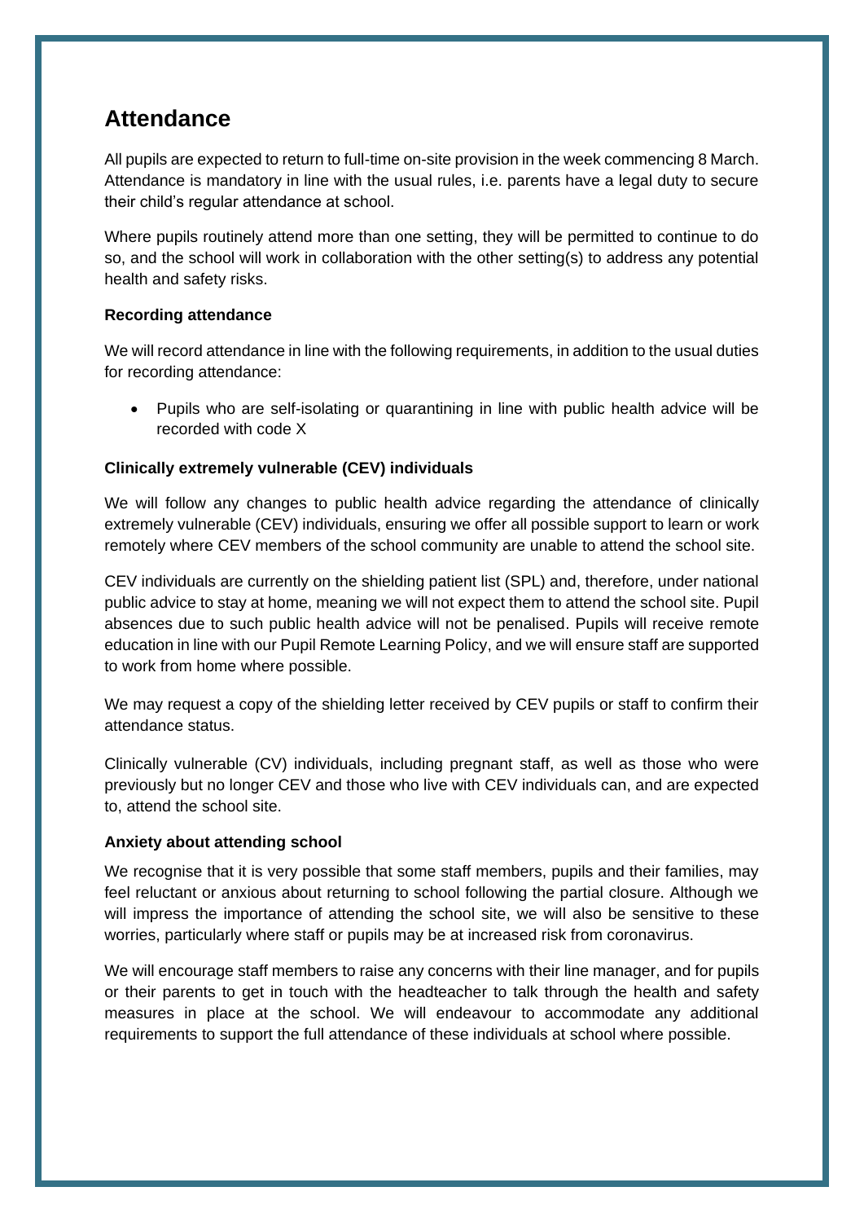## Attendance

All pupils are expected to return to full-time on-site provision in the week commencing 8 March. Attendance is mandatory in line with the usual rules, i.e. parents have a legal duty to secure their child's regular attendance at school.

Where pupils routinely attend more than one setting, they will be permitted to continue to do so, and the school will work in collaboration with the other setting(s) to address any potential health and safety risks.

### Recording attendance

We will record attendance in line with the following requirements, in addition to the usual duties for recording attendance:

- Pupils who are self-isolating or quarantining in line with public health advice will be recorded with code X

### Clinically extremely vulnerable (CEV) individuals

We will follow any changes to public health advice regarding the attendance of clinically extremely vulnerable (CEV) individuals, ensuring we offer all possible support to learn or work remotely where CEV members of the school community are unable to attend the school site.

CEV individuals are currently on the shielding patient list (SPL) and, therefore, under national public advice to stay at home, meaning we will not expect them to attend the school site. Pupil absences due to such public health advice will not be penalised. Pupils will receive remote education in line with our Pupil Remote Learning Policy, and we will ensure staff are supported to work from home where possible.

We may request a copy of the shielding letter received by CEV pupils or staff to confirm their attendance status.

Clinically vulnerable (CV) individuals, including pregnant staff, as well as those who were previously but no longer CEV and those who live with CEV individuals can, and are expected to, attend the school site.

### Anxiety about attending school

We recognise that it is very possible that some staff members, pupils and their families, may feel reluctant or anxious about returning to school following the partial closure. Although we will impress the importance of attending the school site, we will also be sensitive to these worries, particularly where staff or pupils may be at increased risk from coronavirus.

We will encourage staff members to raise any concerns with their line manager, and for pupils or their parents to get in touch with the headteacher to talk through the health and safety measures in place at the school. We will endeavour to accommodate any additional requirements to support the full attendance of these individuals at school where possible.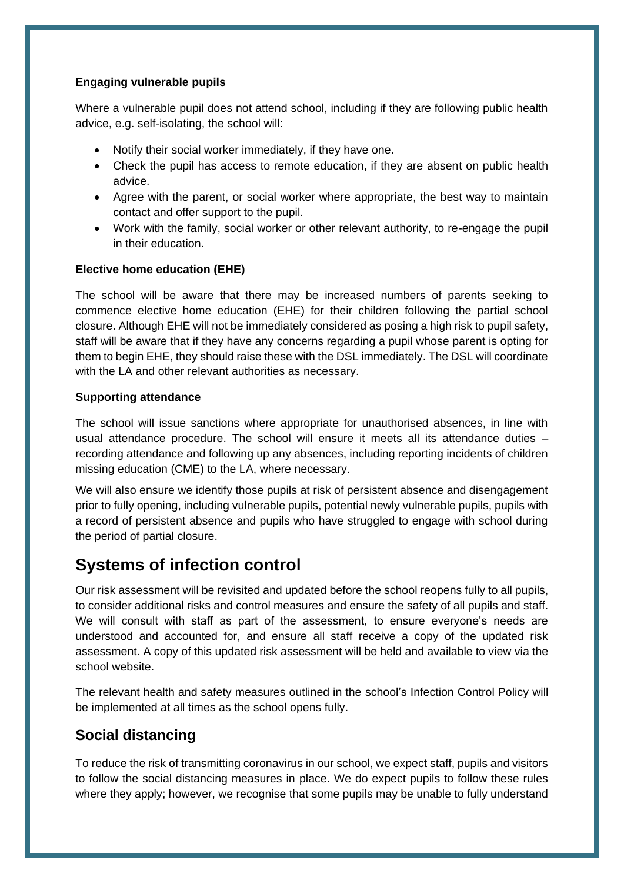**Engaging vulnerable pupils**

Where a vulnerable pupil does not attend school, including if they are following public health advice, e.g. self-isolating, the school will:

- Notify their social worker immediately, if they have one.
- Check the pupil has access to remote education, if they are absent on public health advice.
- Agree with the parent, or social worker where appropriate, the best way to maintain contact and offer support to the pupil.
- Work with the family, social worker or other relevant authority, to re-engage the pupil in their education.

**Elective home education (EHE)**

The school will be aware that there may be increased numbers of parents seeking to commence elective home education (EHE) for their children following the partial school closure. Although EHE will not be immediately considered as posing a high risk to pupil safety, staff will be aware that if they have any concerns regarding a pupil whose parent is opting for them to begin EHE, they should raise these with the DSL immediately. The DSL will coordinate with the LA and other relevant authorities as necessary.

**Supporting attendance**

The school will issue sanctions where appropriate for unauthorised absences, in line with usual attendance procedure. The school will ensure it meets all its attendance duties – recording attendance and following up any absences, including reporting incidents of children missing education (CME) to the LA, where necessary.

We will also ensure we identify those pupils at risk of persistent absence and disengagement prior to fully opening, including vulnerable pupils, potential newly vulnerable pupils, pupils with a record of persistent absence and pupils who have struggled to engage with school during the period of partial closure.

# Systems of infection control

Our risk assessment will be revisited and updated before the school reopens fully to all pupils, to consider additional risks and control measures and ensure the safety of all pupils and staff. We will consult with staff as part of the assessment, to ensure everyone's needs are understood and accounted for, and ensure all staff receive a copy of the updated risk assessment. A copy of this updated risk assessment will be held and available to view via the school website.

The relevant health and safety measures outlined in the school's Infection Control Policy will be implemented at all times as the school opens fully.

## Social distancing

To reduce the risk of transmitting coronavirus in our school, we expect staff, pupils and visitors to follow the social distancing measures in place. We do expect pupils to follow these rules where they apply; however, we recognise that some pupils may be unable to fully understand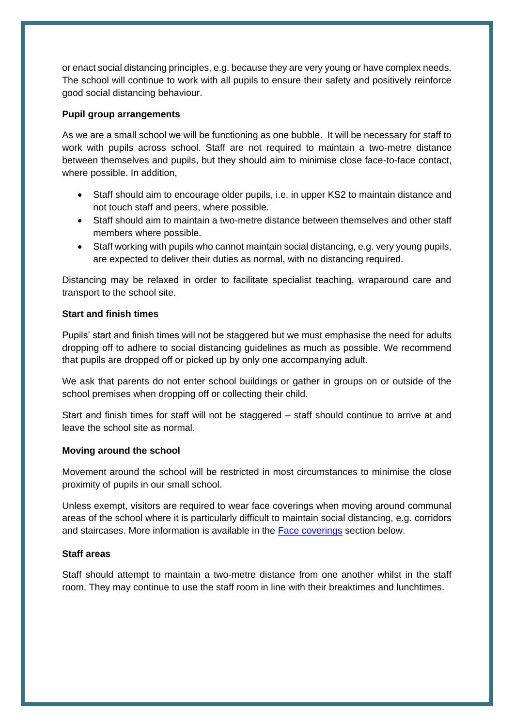or enact social distancing principles, e.g. because they are very young or have complex needs. The school will continue to work with all pupils to ensure their safety and positively reinforce good social distancing behaviour.

**Pupil group arrangements**

As we are a small school we will be functioning as one bubble. It will be necessary for staff to work with pupils across school. Staff are not required to maintain a two-metre distance between themselves and pupils, but they should aim to minimise close face-to-face contact, where possible. In addition,

- Staff should aim to encourage older pupils, i.e. in upper KS2 to maintain distance and not touch staff and peers, where possible.
- Staff should aim to maintain a two-metre distance between themselves and other staff members where possible.
- Staff working with pupils who cannot maintain social distancing, e.g. very young pupils, are expected to deliver their duties as normal, with no distancing required.

Distancing may be relaxed in order to facilitate specialist teaching, wraparound care and transport to the school site.

**Start and finish times**

Pupils' start and finish times will not be staggered but we must emphasise the need for adults dropping off to adhere to social distancing guidelines as much as possible. We recommend that pupils are dropped off or picked up by only one accompanying adult.

We ask that parents do not enter school buildings or gather in groups on or outside of the school premises when dropping off or collecting their child.

Start and finish times for staff will not be staggered – staff should continue to arrive at and leave the school site as normal.

**Moving around the school**

Movement around the school will be restricted in most circumstances to minimise the close proximity of pupils in our small school.

Unless exempt, visitors are required to wear face coverings when moving around communal areas of the school where it is particularly difficult to maintain social distancing, e.g. corridors and staircases. More information is available in the [Face coverings] section below.

**Staff areas**

Staff should attempt to maintain a two-metre distance from one another whilst in the staff room. They may continue to use the staff room in line with their breaktimes and lunchtimes.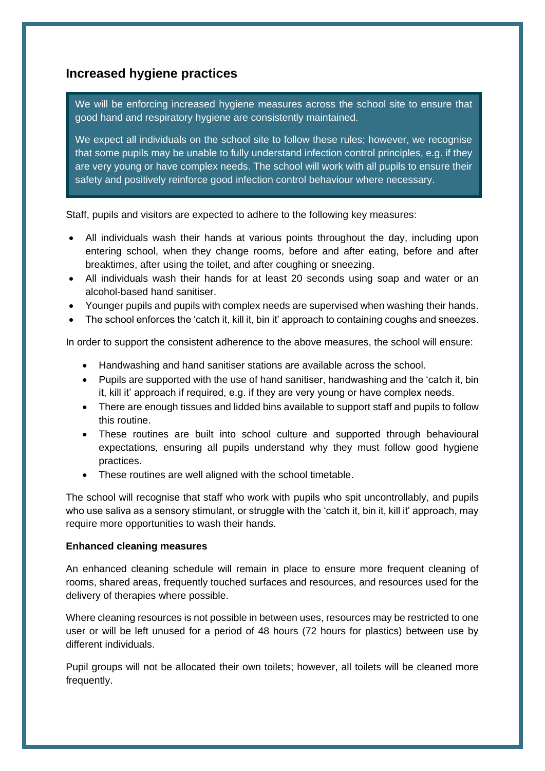## Increased hygiene practices

We will be enforcing increased hygiene measures across the school site to ensure that good hand and respiratory hygiene are consistently maintained.

We expect all individuals on the school site to follow these rules; however, we recognise that some pupils may be unable to fully understand infection control principles, e.g. if they are very young or have complex needs. The school will work with all pupils to ensure their safety and positively reinforce good infection control behaviour where necessary.

Staff, pupils and visitors are expected to adhere to the following key measures:

- All individuals wash their hands at various points throughout the day, including upon entering school, when they change rooms, before and after eating, before and after breaktimes, after using the toilet, and after coughing or sneezing.
- All individuals wash their hands for at least 20 seconds using soap and water or an alcohol-based hand sanitiser.
- Younger pupils and pupils with complex needs are supervised when washing their hands.
- The school enforces the 'catch it, kill it, bin it' approach to containing coughs and sneezes.

In order to support the consistent adherence to the above measures, the school will ensure:

- Handwashing and hand sanitiser stations are available across the school.
- Pupils are supported with the use of hand sanitiser, handwashing and the 'catch it, bin it, kill it' approach if required, e.g. if they are very young or have complex needs.
- There are enough tissues and lidded bins available to support staff and pupils to follow this routine.
- These routines are built into school culture and supported through behavioural expectations, ensuring all pupils understand why they must follow good hygiene practices.
- These routines are well aligned with the school timetable.

The school will recognise that staff who work with pupils who spit uncontrollably, and pupils who use saliva as a sensory stimulant, or struggle with the 'catch it, bin it, kill it' approach, may require more opportunities to wash their hands.

**Enhanced cleaning measures**

An enhanced cleaning schedule will remain in place to ensure more frequent cleaning of rooms, shared areas, frequently touched surfaces and resources, and resources used for the delivery of therapies where possible.

Where cleaning resources is not possible in between uses, resources may be restricted to one user or will be left unused for a period of 48 hours (72 hours for plastics) between use by different individuals.

Pupil groups will not be allocated their own toilets; however, all toilets will be cleaned more frequently.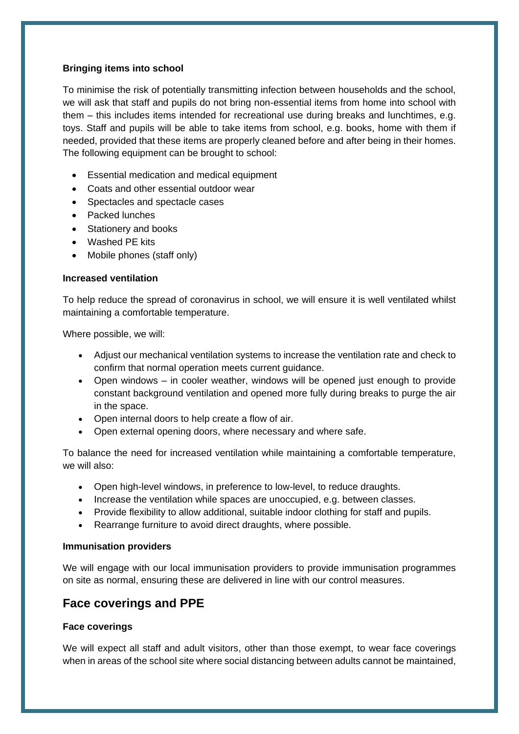**Bringing items into school**

To minimise the risk of potentially transmitting infection between households and the school, we will ask that staff and pupils do not bring non-essential items from home into school with them – this includes items intended for recreational use during breaks and lunchtimes, e.g. toys. Staff and pupils will be able to take items from school, e.g. books, home with them if needed, provided that these items are properly cleaned before and after being in their homes. The following equipment can be brought to school:

- Essential medication and medical equipment
- Coats and other essential outdoor wear
- Spectacles and spectacle cases
- Packed lunches
- Stationery and books
- Washed PE kits
- Mobile phones (staff only)

**Increased ventilation**

To help reduce the spread of coronavirus in school, we will ensure it is well ventilated whilst maintaining a comfortable temperature.

Where possible, we will:

- Adjust our mechanical ventilation systems to increase the ventilation rate and check to confirm that normal operation meets current guidance.
- Open windows – in cooler weather, windows will be opened just enough to provide constant background ventilation and opened more fully during breaks to purge the air in the space.
- Open internal doors to help create a flow of air.
- Open external opening doors, where necessary and where safe.

To balance the need for increased ventilation while maintaining a comfortable temperature, we will also:

- Open high-level windows, in preference to low-level, to reduce draughts.
- Increase the ventilation while spaces are unoccupied, e.g. between classes.
- Provide flexibility to allow additional, suitable indoor clothing for staff and pupils.
- Rearrange furniture to avoid direct draughts, where possible.

**Immunisation providers**

We will engage with our local immunisation providers to provide immunisation programmes on site as normal, ensuring these are delivered in line with our control measures.

## Face coverings and PPE

**Face coverings**

We will expect all staff and adult visitors, other than those exempt, to wear face coverings when in areas of the school site where social distancing between adults cannot be maintained,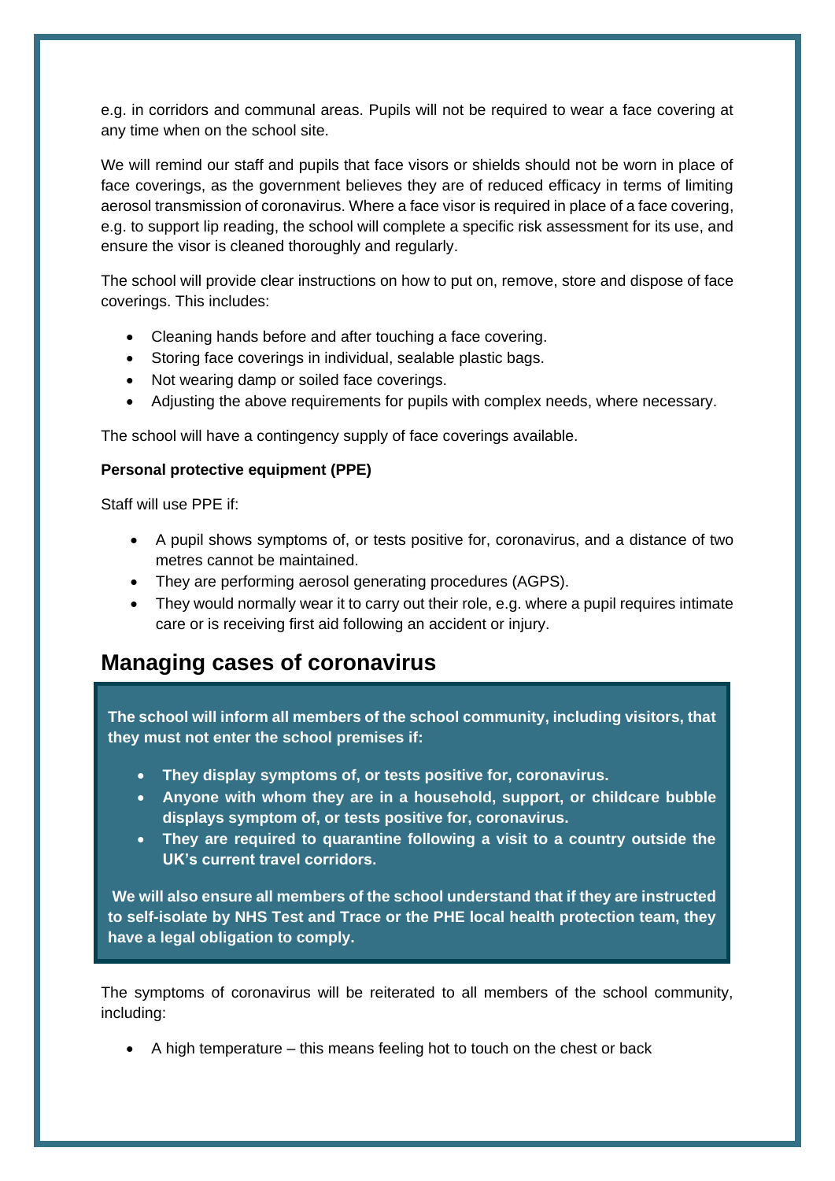e.g. in corridors and communal areas. Pupils will not be required to wear a face covering at any time when on the school site.

We will remind our staff and pupils that face visors or shields should not be worn in place of face coverings, as the government believes they are of reduced efficacy in terms of limiting aerosol transmission of coronavirus. Where a face visor is required in place of a face covering, e.g. to support lip reading, the school will complete a specific risk assessment for its use, and ensure the visor is cleaned thoroughly and regularly.

The school will provide clear instructions on how to put on, remove, store and dispose of face coverings. This includes:

- Cleaning hands before and after touching a face covering.
- Storing face coverings in individual, sealable plastic bags.
- Not wearing damp or soiled face coverings.
- Adjusting the above requirements for pupils with complex needs, where necessary.

The school will have a contingency supply of face coverings available.

**Personal protective equipment (PPE)**

Staff will use PPE if:

- A pupil shows symptoms of, or tests positive for, coronavirus, and a distance of two metres cannot be maintained.
- They are performing aerosol generating procedures (AGPS).
- They would normally wear it to carry out their role, e.g. where a pupil requires intimate care or is receiving first aid following an accident or injury.

## Managing cases of coronavirus

**The school will inform all members of the school community, including visitors, that they must not enter the school premises if:**

- **They display symptoms of, or tests positive for, coronavirus.**
- **Anyone with whom they are in a household, support, or childcare bubble displays symptom of, or tests positive for, coronavirus.**
- **They are required to quarantine following a visit to a country outside the UK's current travel corridors.**

**We will also ensure all members of the school understand that if they are instructed to self-isolate by NHS Test and Trace or the PHE local health protection team, they have a legal obligation to comply.**

The symptoms of coronavirus will be reiterated to all members of the school community, including:

- A high temperature – this means feeling hot to touch on the chest or back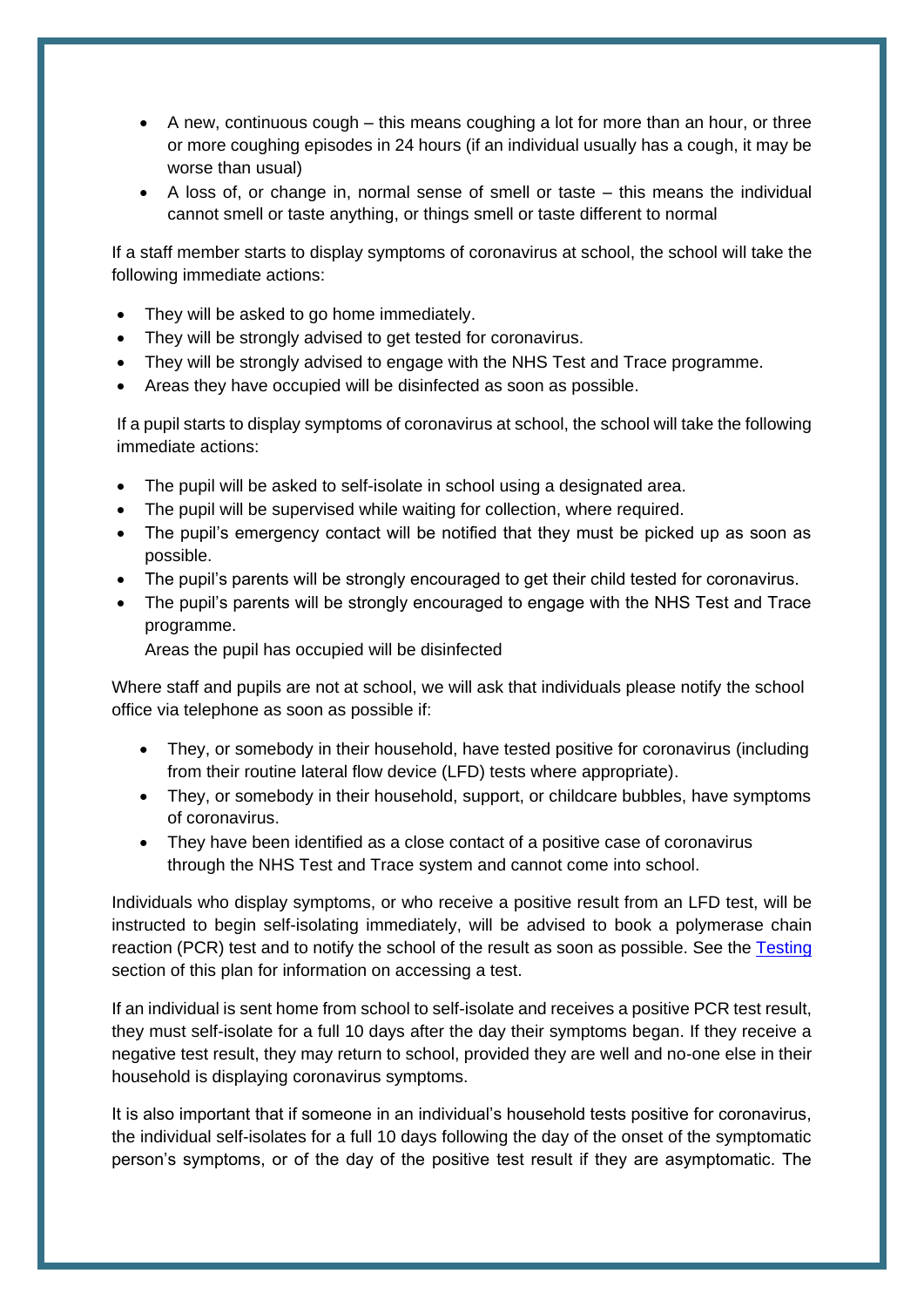- A new, continuous cough – this means coughing a lot for more than an hour, or three or more coughing episodes in 24 hours (if an individual usually has a cough, it may be worse than usual)
- A loss of, or change in, normal sense of smell or taste – this means the individual cannot smell or taste anything, or things smell or taste different to normal

If a staff member starts to display symptoms of coronavirus at school, the school will take the following immediate actions:

- They will be asked to go home immediately.
- They will be strongly advised to get tested for coronavirus.
- They will be strongly advised to engage with the NHS Test and Trace programme.
- Areas they have occupied will be disinfected as soon as possible.

If a pupil starts to display symptoms of coronavirus at school, the school will take the following immediate actions:

- The pupil will be asked to self-isolate in school using a designated area.
- The pupil will be supervised while waiting for collection, where required.
- The pupil's emergency contact will be notified that they must be picked up as soon as possible.
- The pupil's parents will be strongly encouraged to get their child tested for coronavirus.
- The pupil's parents will be strongly encouraged to engage with the NHS Test and Trace programme.
  Areas the pupil has occupied will be disinfected

Where staff and pupils are not at school, we will ask that individuals please notify the school office via telephone as soon as possible if:

- They, or somebody in their household, have tested positive for coronavirus (including from their routine lateral flow device (LFD) tests where appropriate).
- They, or somebody in their household, support, or childcare bubbles, have symptoms of coronavirus.
- They have been identified as a close contact of a positive case of coronavirus through the NHS Test and Trace system and cannot come into school.

Individuals who display symptoms, or who receive a positive result from an LFD test, will be instructed to begin self-isolating immediately, will be advised to book a polymerase chain reaction (PCR) test and to notify the school of the result as soon as possible. See the Testing section of this plan for information on accessing a test.

If an individual is sent home from school to self-isolate and receives a positive PCR test result, they must self-isolate for a full 10 days after the day their symptoms began. If they receive a negative test result, they may return to school, provided they are well and no-one else in their household is displaying coronavirus symptoms.

It is also important that if someone in an individual's household tests positive for coronavirus, the individual self-isolates for a full 10 days following the day of the onset of the symptomatic person's symptoms, or of the day of the positive test result if they are asymptomatic. The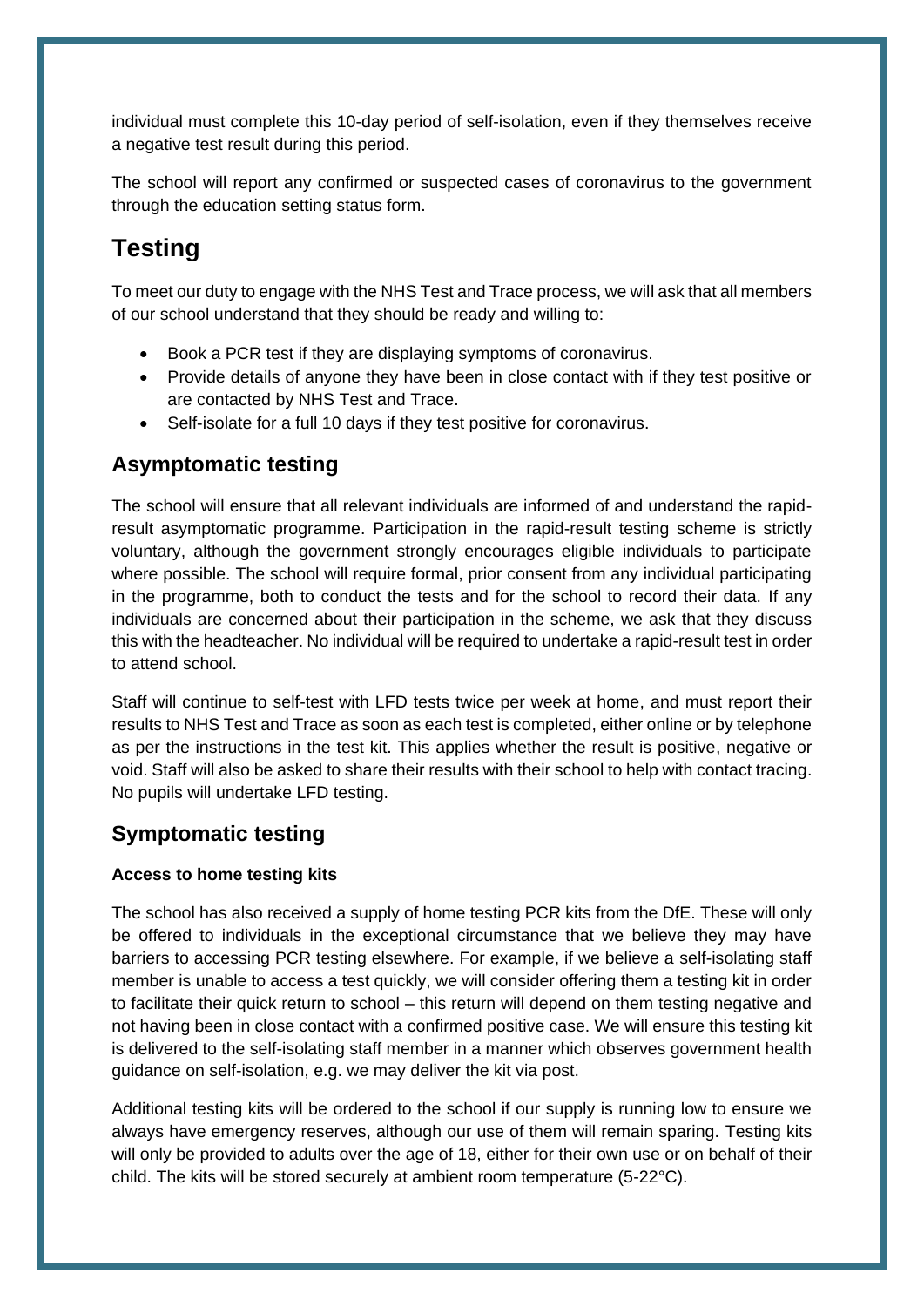individual must complete this 10-day period of self-isolation, even if they themselves receive a negative test result during this period.

The school will report any confirmed or suspected cases of coronavirus to the government through the education setting status form.

# Testing

To meet our duty to engage with the NHS Test and Trace process, we will ask that all members of our school understand that they should be ready and willing to:

- Book a PCR test if they are displaying symptoms of coronavirus.
- Provide details of anyone they have been in close contact with if they test positive or are contacted by NHS Test and Trace.
- Self-isolate for a full 10 days if they test positive for coronavirus.

## Asymptomatic testing

The school will ensure that all relevant individuals are informed of and understand the rapid-result asymptomatic programme. Participation in the rapid-result testing scheme is strictly voluntary, although the government strongly encourages eligible individuals to participate where possible. The school will require formal, prior consent from any individual participating in the programme, both to conduct the tests and for the school to record their data. If any individuals are concerned about their participation in the scheme, we ask that they discuss this with the headteacher. No individual will be required to undertake a rapid-result test in order to attend school.

Staff will continue to self-test with LFD tests twice per week at home, and must report their results to NHS Test and Trace as soon as each test is completed, either online or by telephone as per the instructions in the test kit. This applies whether the result is positive, negative or void. Staff will also be asked to share their results with their school to help with contact tracing. No pupils will undertake LFD testing.

## Symptomatic testing

**Access to home testing kits**

The school has also received a supply of home testing PCR kits from the DfE. These will only be offered to individuals in the exceptional circumstance that we believe they may have barriers to accessing PCR testing elsewhere. For example, if we believe a self-isolating staff member is unable to access a test quickly, we will consider offering them a testing kit in order to facilitate their quick return to school – this return will depend on them testing negative and not having been in close contact with a confirmed positive case. We will ensure this testing kit is delivered to the self-isolating staff member in a manner which observes government health guidance on self-isolation, e.g. we may deliver the kit via post.

Additional testing kits will be ordered to the school if our supply is running low to ensure we always have emergency reserves, although our use of them will remain sparing. Testing kits will only be provided to adults over the age of 18, either for their own use or on behalf of their child. The kits will be stored securely at ambient room temperature (5-22°C).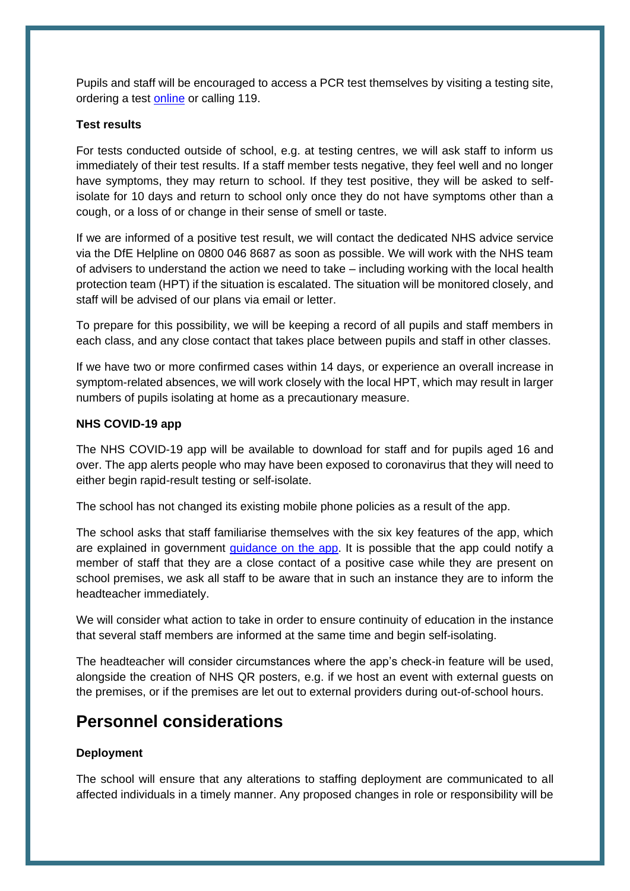Pupils and staff will be encouraged to access a PCR test themselves by visiting a testing site, ordering a test [online](#) or calling 119.

**Test results**

For tests conducted outside of school, e.g. at testing centres, we will ask staff to inform us immediately of their test results. If a staff member tests negative, they feel well and no longer have symptoms, they may return to school. If they test positive, they will be asked to self-isolate for 10 days and return to school only once they do not have symptoms other than a cough, or a loss of or change in their sense of smell or taste.

If we are informed of a positive test result, we will contact the dedicated NHS advice service via the DfE Helpline on 0800 046 8687 as soon as possible. We will work with the NHS team of advisers to understand the action we need to take – including working with the local health protection team (HPT) if the situation is escalated. The situation will be monitored closely, and staff will be advised of our plans via email or letter.

To prepare for this possibility, we will be keeping a record of all pupils and staff members in each class, and any close contact that takes place between pupils and staff in other classes.

If we have two or more confirmed cases within 14 days, or experience an overall increase in symptom-related absences, we will work closely with the local HPT, which may result in larger numbers of pupils isolating at home as a precautionary measure.

**NHS COVID-19 app**

The NHS COVID-19 app will be available to download for staff and for pupils aged 16 and over. The app alerts people who may have been exposed to coronavirus that they will need to either begin rapid-result testing or self-isolate.

The school has not changed its existing mobile phone policies as a result of the app.

The school asks that staff familiarise themselves with the six key features of the app, which are explained in government [guidance on the app](#). It is possible that the app could notify a member of staff that they are a close contact of a positive case while they are present on school premises, we ask all staff to be aware that in such an instance they are to inform the headteacher immediately.

We will consider what action to take in order to ensure continuity of education in the instance that several staff members are informed at the same time and begin self-isolating.

The headteacher will consider circumstances where the app's check-in feature will be used, alongside the creation of NHS QR posters, e.g. if we host an event with external guests on the premises, or if the premises are let out to external providers during out-of-school hours.

## Personnel considerations

**Deployment**

The school will ensure that any alterations to staffing deployment are communicated to all affected individuals in a timely manner. Any proposed changes in role or responsibility will be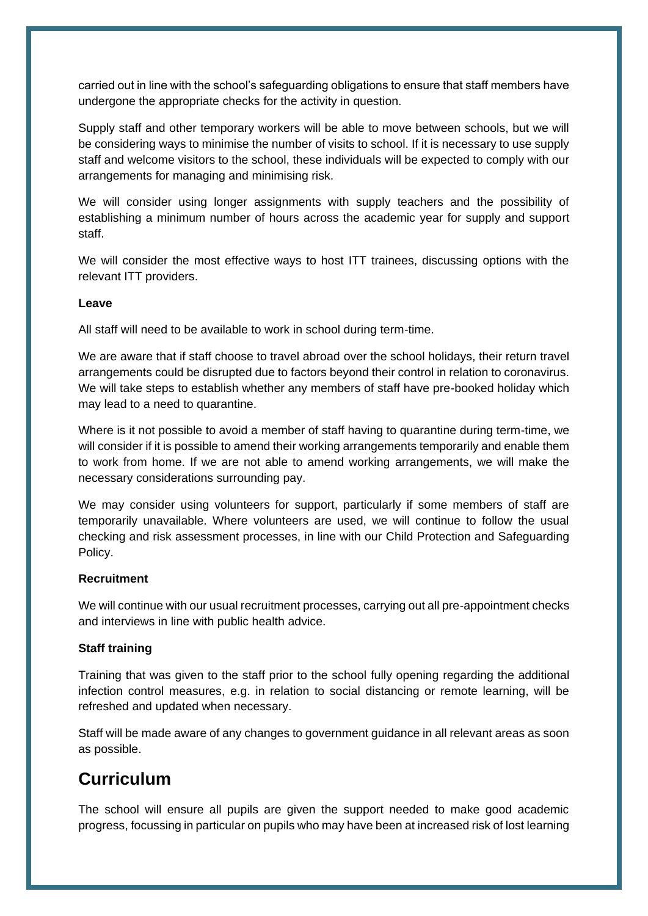carried out in line with the school's safeguarding obligations to ensure that staff members have undergone the appropriate checks for the activity in question.

Supply staff and other temporary workers will be able to move between schools, but we will be considering ways to minimise the number of visits to school. If it is necessary to use supply staff and welcome visitors to the school, these individuals will be expected to comply with our arrangements for managing and minimising risk.

We will consider using longer assignments with supply teachers and the possibility of establishing a minimum number of hours across the academic year for supply and support staff.

We will consider the most effective ways to host ITT trainees, discussing options with the relevant ITT providers.

**Leave**

All staff will need to be available to work in school during term-time.

We are aware that if staff choose to travel abroad over the school holidays, their return travel arrangements could be disrupted due to factors beyond their control in relation to coronavirus. We will take steps to establish whether any members of staff have pre-booked holiday which may lead to a need to quarantine.

Where is it not possible to avoid a member of staff having to quarantine during term-time, we will consider if it is possible to amend their working arrangements temporarily and enable them to work from home. If we are not able to amend working arrangements, we will make the necessary considerations surrounding pay.

We may consider using volunteers for support, particularly if some members of staff are temporarily unavailable. Where volunteers are used, we will continue to follow the usual checking and risk assessment processes, in line with our Child Protection and Safeguarding Policy.

**Recruitment**

We will continue with our usual recruitment processes, carrying out all pre-appointment checks and interviews in line with public health advice.

**Staff training**

Training that was given to the staff prior to the school fully opening regarding the additional infection control measures, e.g. in relation to social distancing or remote learning, will be refreshed and updated when necessary.

Staff will be made aware of any changes to government guidance in all relevant areas as soon as possible.

## Curriculum

The school will ensure all pupils are given the support needed to make good academic progress, focussing in particular on pupils who may have been at increased risk of lost learning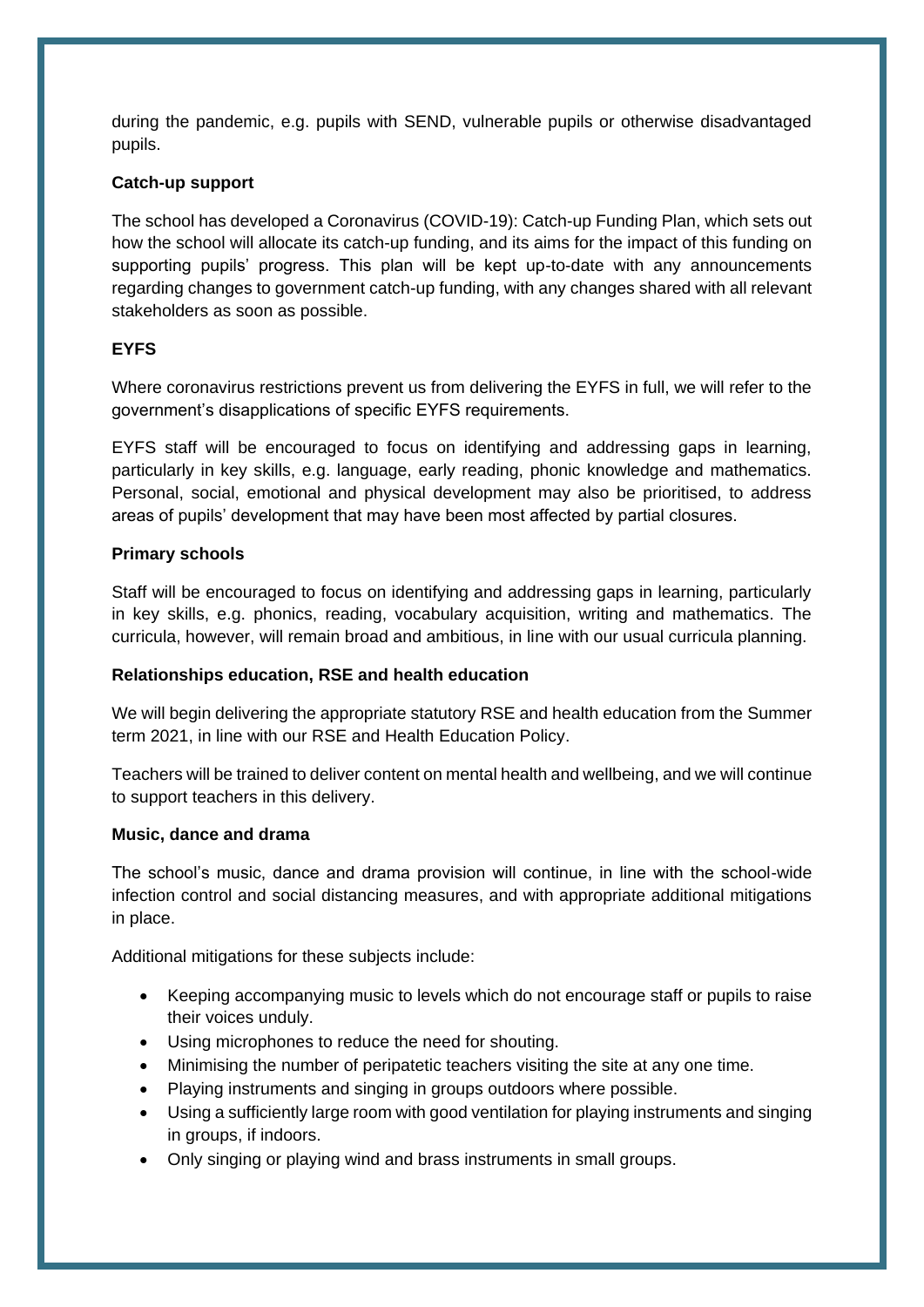during the pandemic, e.g. pupils with SEND, vulnerable pupils or otherwise disadvantaged pupils.

**Catch-up support**

The school has developed a Coronavirus (COVID-19): Catch-up Funding Plan, which sets out how the school will allocate its catch-up funding, and its aims for the impact of this funding on supporting pupils' progress. This plan will be kept up-to-date with any announcements regarding changes to government catch-up funding, with any changes shared with all relevant stakeholders as soon as possible.

**EYFS**

Where coronavirus restrictions prevent us from delivering the EYFS in full, we will refer to the government's disapplications of specific EYFS requirements.

EYFS staff will be encouraged to focus on identifying and addressing gaps in learning, particularly in key skills, e.g. language, early reading, phonic knowledge and mathematics. Personal, social, emotional and physical development may also be prioritised, to address areas of pupils' development that may have been most affected by partial closures.

**Primary schools**

Staff will be encouraged to focus on identifying and addressing gaps in learning, particularly in key skills, e.g. phonics, reading, vocabulary acquisition, writing and mathematics. The curricula, however, will remain broad and ambitious, in line with our usual curricula planning.

**Relationships education, RSE and health education**

We will begin delivering the appropriate statutory RSE and health education from the Summer term 2021, in line with our RSE and Health Education Policy.

Teachers will be trained to deliver content on mental health and wellbeing, and we will continue to support teachers in this delivery.

**Music, dance and drama**

The school's music, dance and drama provision will continue, in line with the school-wide infection control and social distancing measures, and with appropriate additional mitigations in place.

Additional mitigations for these subjects include:

- Keeping accompanying music to levels which do not encourage staff or pupils to raise their voices unduly.
- Using microphones to reduce the need for shouting.
- Minimising the number of peripatetic teachers visiting the site at any one time.
- Playing instruments and singing in groups outdoors where possible.
- Using a sufficiently large room with good ventilation for playing instruments and singing in groups, if indoors.
- Only singing or playing wind and brass instruments in small groups.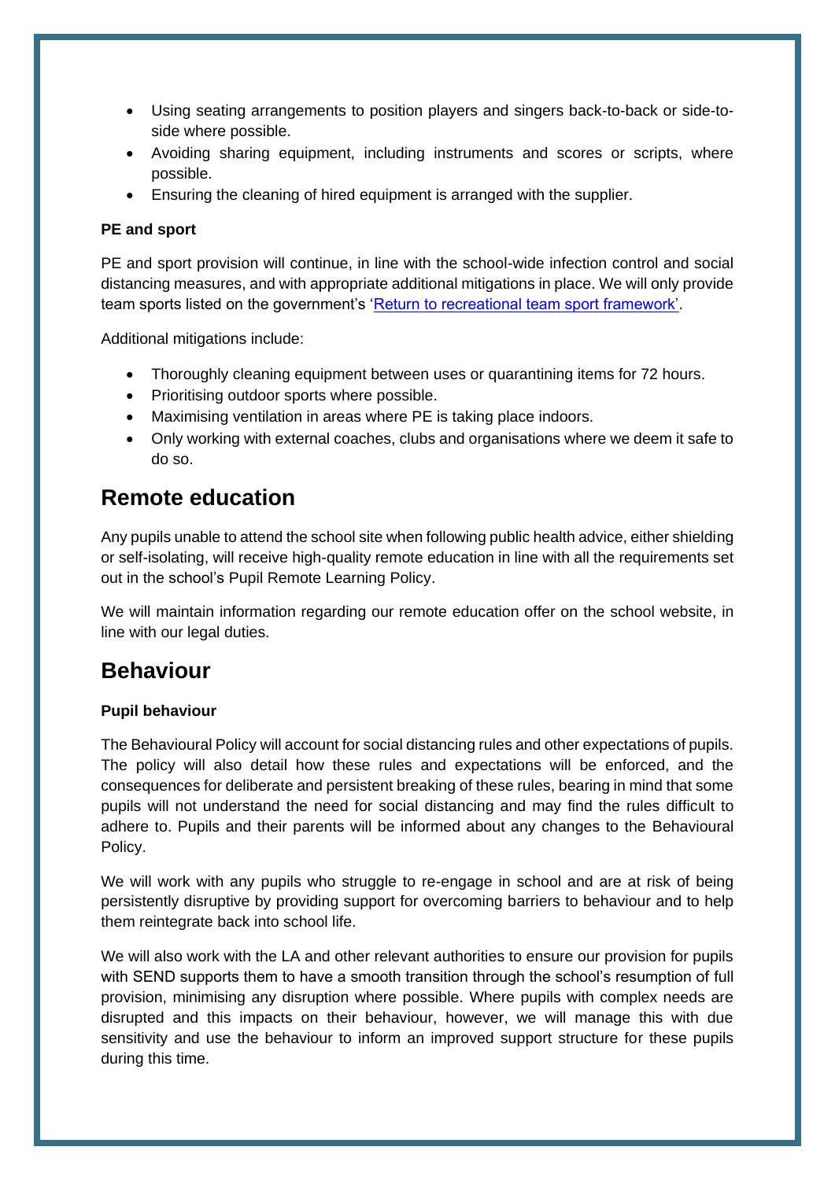- Using seating arrangements to position players and singers back-to-back or side-to-side where possible.
- Avoiding sharing equipment, including instruments and scores or scripts, where possible.
- Ensuring the cleaning of hired equipment is arranged with the supplier.

**PE and sport**

PE and sport provision will continue, in line with the school-wide infection control and social distancing measures, and with appropriate additional mitigations in place. We will only provide team sports listed on the government's 'Return to recreational team sport framework'.

Additional mitigations include:

- Thoroughly cleaning equipment between uses or quarantining items for 72 hours.
- Prioritising outdoor sports where possible.
- Maximising ventilation in areas where PE is taking place indoors.
- Only working with external coaches, clubs and organisations where we deem it safe to do so.

## Remote education

Any pupils unable to attend the school site when following public health advice, either shielding or self-isolating, will receive high-quality remote education in line with all the requirements set out in the school's Pupil Remote Learning Policy.

We will maintain information regarding our remote education offer on the school website, in line with our legal duties.

## Behaviour

**Pupil behaviour**

The Behavioural Policy will account for social distancing rules and other expectations of pupils. The policy will also detail how these rules and expectations will be enforced, and the consequences for deliberate and persistent breaking of these rules, bearing in mind that some pupils will not understand the need for social distancing and may find the rules difficult to adhere to. Pupils and their parents will be informed about any changes to the Behavioural Policy.

We will work with any pupils who struggle to re-engage in school and are at risk of being persistently disruptive by providing support for overcoming barriers to behaviour and to help them reintegrate back into school life.

We will also work with the LA and other relevant authorities to ensure our provision for pupils with SEND supports them to have a smooth transition through the school's resumption of full provision, minimising any disruption where possible. Where pupils with complex needs are disrupted and this impacts on their behaviour, however, we will manage this with due sensitivity and use the behaviour to inform an improved support structure for these pupils during this time.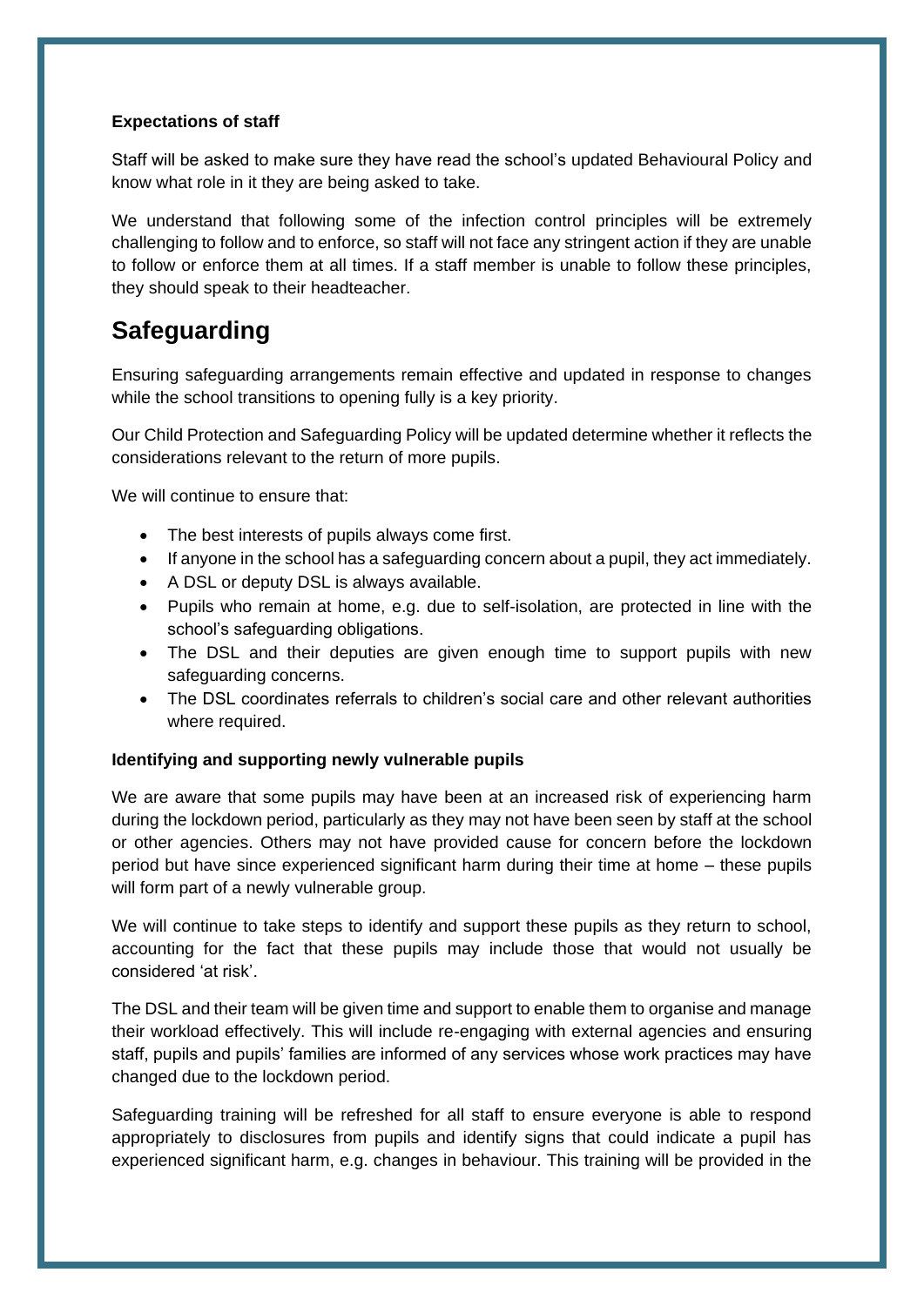**Expectations of staff**

Staff will be asked to make sure they have read the school's updated Behavioural Policy and know what role in it they are being asked to take.

We understand that following some of the infection control principles will be extremely challenging to follow and to enforce, so staff will not face any stringent action if they are unable to follow or enforce them at all times. If a staff member is unable to follow these principles, they should speak to their headteacher.

# Safeguarding

Ensuring safeguarding arrangements remain effective and updated in response to changes while the school transitions to opening fully is a key priority.

Our Child Protection and Safeguarding Policy will be updated determine whether it reflects the considerations relevant to the return of more pupils.

We will continue to ensure that:

- The best interests of pupils always come first.
- If anyone in the school has a safeguarding concern about a pupil, they act immediately.
- A DSL or deputy DSL is always available.
- Pupils who remain at home, e.g. due to self-isolation, are protected in line with the school's safeguarding obligations.
- The DSL and their deputies are given enough time to support pupils with new safeguarding concerns.
- The DSL coordinates referrals to children's social care and other relevant authorities where required.

**Identifying and supporting newly vulnerable pupils**

We are aware that some pupils may have been at an increased risk of experiencing harm during the lockdown period, particularly as they may not have been seen by staff at the school or other agencies. Others may not have provided cause for concern before the lockdown period but have since experienced significant harm during their time at home – these pupils will form part of a newly vulnerable group.

We will continue to take steps to identify and support these pupils as they return to school, accounting for the fact that these pupils may include those that would not usually be considered 'at risk'.

The DSL and their team will be given time and support to enable them to organise and manage their workload effectively. This will include re-engaging with external agencies and ensuring staff, pupils and pupils' families are informed of any services whose work practices may have changed due to the lockdown period.

Safeguarding training will be refreshed for all staff to ensure everyone is able to respond appropriately to disclosures from pupils and identify signs that could indicate a pupil has experienced significant harm, e.g. changes in behaviour. This training will be provided in the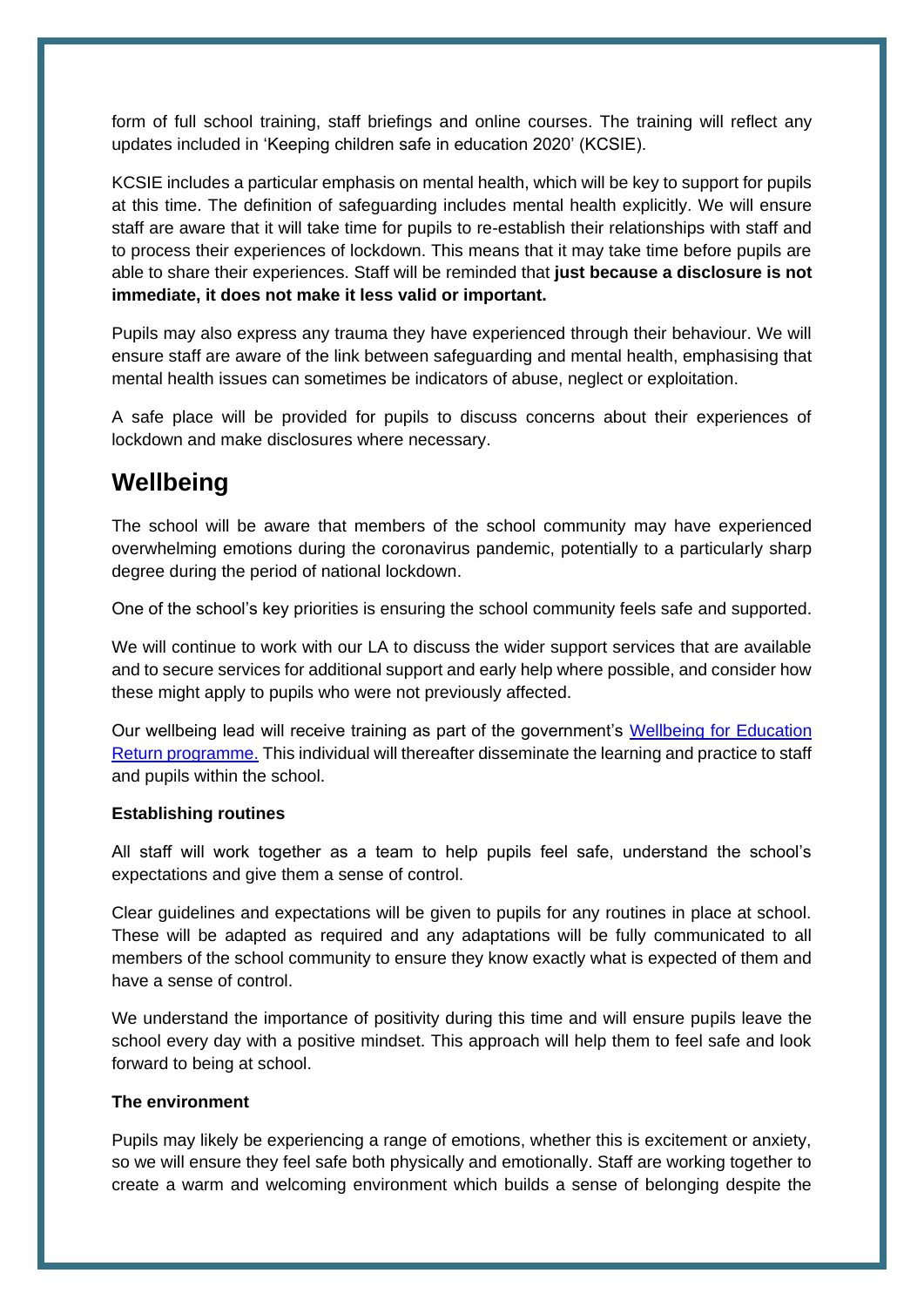form of full school training, staff briefings and online courses. The training will reflect any updates included in 'Keeping children safe in education 2020' (KCSIE).

KCSIE includes a particular emphasis on mental health, which will be key to support for pupils at this time. The definition of safeguarding includes mental health explicitly. We will ensure staff are aware that it will take time for pupils to re-establish their relationships with staff and to process their experiences of lockdown. This means that it may take time before pupils are able to share their experiences. Staff will be reminded that **just because a disclosure is not immediate, it does not make it less valid or important.**

Pupils may also express any trauma they have experienced through their behaviour. We will ensure staff are aware of the link between safeguarding and mental health, emphasising that mental health issues can sometimes be indicators of abuse, neglect or exploitation.

A safe place will be provided for pupils to discuss concerns about their experiences of lockdown and make disclosures where necessary.

## Wellbeing

The school will be aware that members of the school community may have experienced overwhelming emotions during the coronavirus pandemic, potentially to a particularly sharp degree during the period of national lockdown.

One of the school's key priorities is ensuring the school community feels safe and supported.

We will continue to work with our LA to discuss the wider support services that are available and to secure services for additional support and early help where possible, and consider how these might apply to pupils who were not previously affected.

Our wellbeing lead will receive training as part of the government's Wellbeing for Education Return programme. This individual will thereafter disseminate the learning and practice to staff and pupils within the school.

**Establishing routines**

All staff will work together as a team to help pupils feel safe, understand the school's expectations and give them a sense of control.

Clear guidelines and expectations will be given to pupils for any routines in place at school. These will be adapted as required and any adaptations will be fully communicated to all members of the school community to ensure they know exactly what is expected of them and have a sense of control.

We understand the importance of positivity during this time and will ensure pupils leave the school every day with a positive mindset. This approach will help them to feel safe and look forward to being at school.

**The environment**

Pupils may likely be experiencing a range of emotions, whether this is excitement or anxiety, so we will ensure they feel safe both physically and emotionally. Staff are working together to create a warm and welcoming environment which builds a sense of belonging despite the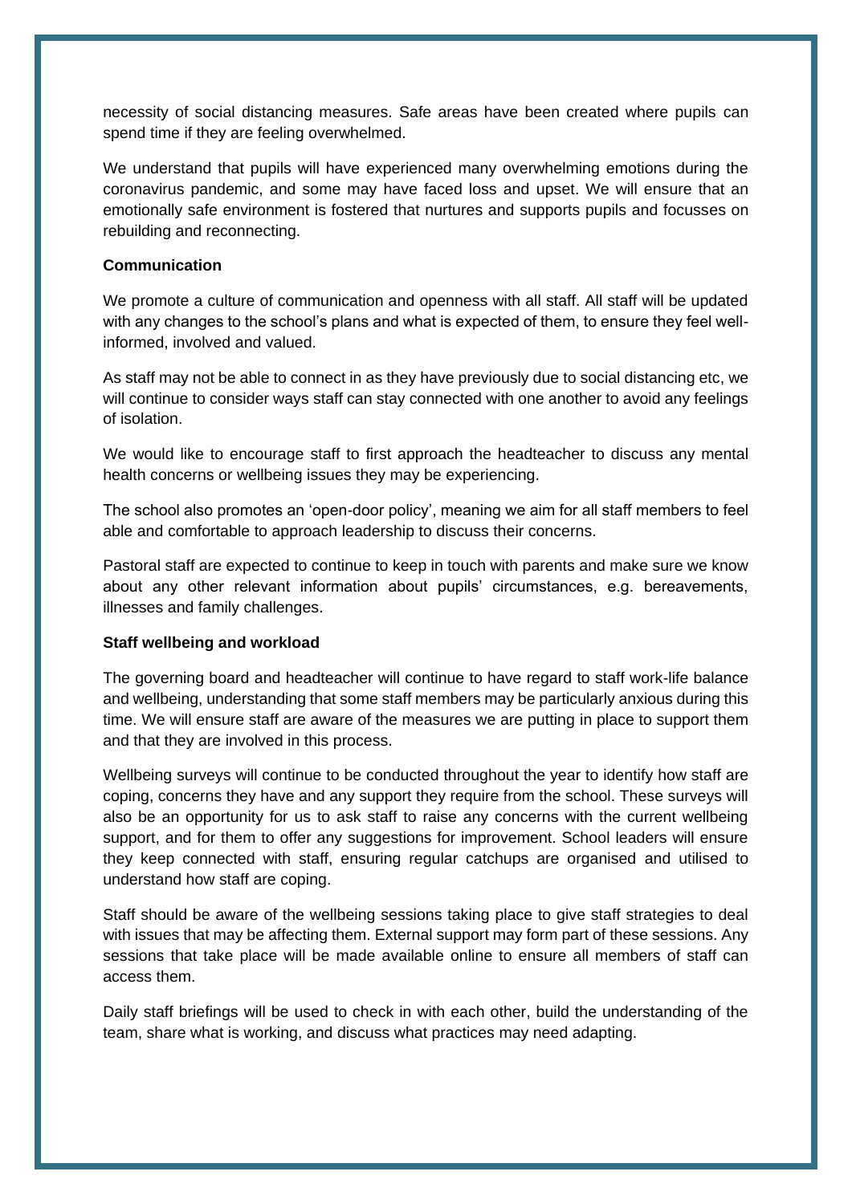necessity of social distancing measures. Safe areas have been created where pupils can spend time if they are feeling overwhelmed.

We understand that pupils will have experienced many overwhelming emotions during the coronavirus pandemic, and some may have faced loss and upset. We will ensure that an emotionally safe environment is fostered that nurtures and supports pupils and focusses on rebuilding and reconnecting.

**Communication**

We promote a culture of communication and openness with all staff. All staff will be updated with any changes to the school's plans and what is expected of them, to ensure they feel well-informed, involved and valued.

As staff may not be able to connect in as they have previously due to social distancing etc, we will continue to consider ways staff can stay connected with one another to avoid any feelings of isolation.

We would like to encourage staff to first approach the headteacher to discuss any mental health concerns or wellbeing issues they may be experiencing.

The school also promotes an 'open-door policy', meaning we aim for all staff members to feel able and comfortable to approach leadership to discuss their concerns.

Pastoral staff are expected to continue to keep in touch with parents and make sure we know about any other relevant information about pupils' circumstances, e.g. bereavements, illnesses and family challenges.

**Staff wellbeing and workload**

The governing board and headteacher will continue to have regard to staff work-life balance and wellbeing, understanding that some staff members may be particularly anxious during this time. We will ensure staff are aware of the measures we are putting in place to support them and that they are involved in this process.

Wellbeing surveys will continue to be conducted throughout the year to identify how staff are coping, concerns they have and any support they require from the school. These surveys will also be an opportunity for us to ask staff to raise any concerns with the current wellbeing support, and for them to offer any suggestions for improvement. School leaders will ensure they keep connected with staff, ensuring regular catchups are organised and utilised to understand how staff are coping.

Staff should be aware of the wellbeing sessions taking place to give staff strategies to deal with issues that may be affecting them. External support may form part of these sessions. Any sessions that take place will be made available online to ensure all members of staff can access them.

Daily staff briefings will be used to check in with each other, build the understanding of the team, share what is working, and discuss what practices may need adapting.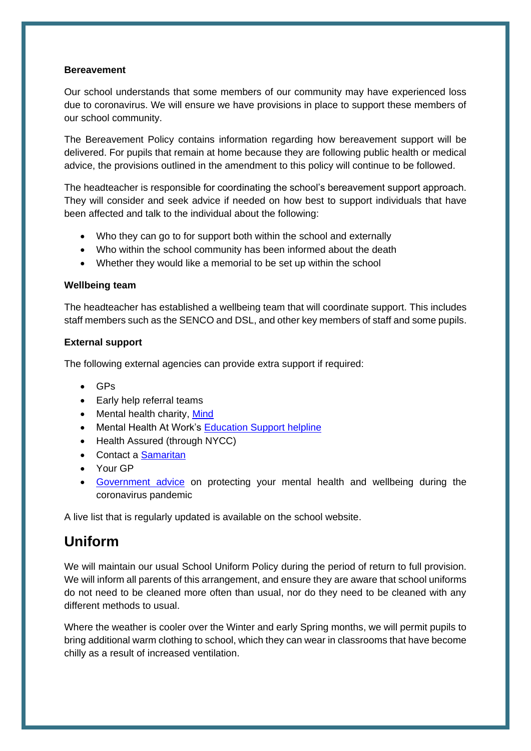**Bereavement**

Our school understands that some members of our community may have experienced loss due to coronavirus. We will ensure we have provisions in place to support these members of our school community.

The Bereavement Policy contains information regarding how bereavement support will be delivered. For pupils that remain at home because they are following public health or medical advice, the provisions outlined in the amendment to this policy will continue to be followed.

The headteacher is responsible for coordinating the school's bereavement support approach. They will consider and seek advice if needed on how best to support individuals that have been affected and talk to the individual about the following:

- Who they can go to for support both within the school and externally
- Who within the school community has been informed about the death
- Whether they would like a memorial to be set up within the school

**Wellbeing team**

The headteacher has established a wellbeing team that will coordinate support. This includes staff members such as the SENCO and DSL, and other key members of staff and some pupils.

**External support**

The following external agencies can provide extra support if required:

- GPs
- Early help referral teams
- Mental health charity, Mind
- Mental Health At Work's Education Support helpline
- Health Assured (through NYCC)
- Contact a Samaritan
- Your GP
- Government advice on protecting your mental health and wellbeing during the coronavirus pandemic

A live list that is regularly updated is available on the school website.

## Uniform

We will maintain our usual School Uniform Policy during the period of return to full provision. We will inform all parents of this arrangement, and ensure they are aware that school uniforms do not need to be cleaned more often than usual, nor do they need to be cleaned with any different methods to usual.

Where the weather is cooler over the Winter and early Spring months, we will permit pupils to bring additional warm clothing to school, which they can wear in classrooms that have become chilly as a result of increased ventilation.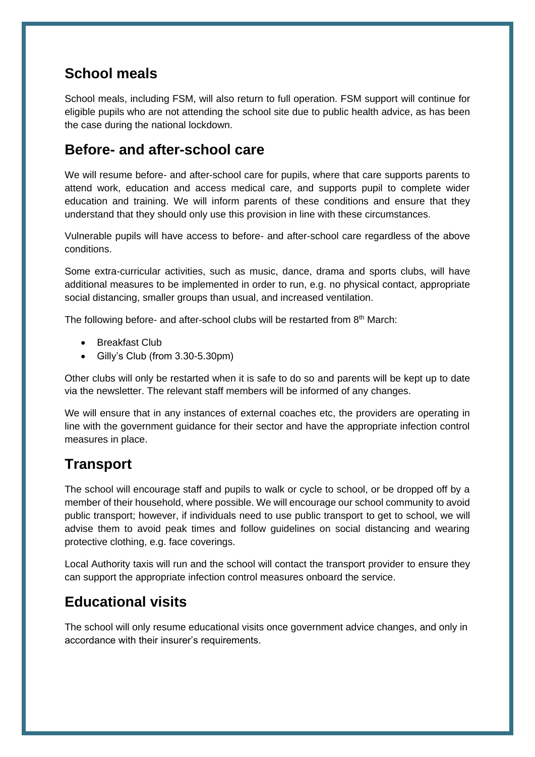## School meals

School meals, including FSM, will also return to full operation. FSM support will continue for eligible pupils who are not attending the school site due to public health advice, as has been the case during the national lockdown.

## Before- and after-school care

We will resume before- and after-school care for pupils, where that care supports parents to attend work, education and access medical care, and supports pupil to complete wider education and training. We will inform parents of these conditions and ensure that they understand that they should only use this provision in line with these circumstances.

Vulnerable pupils will have access to before- and after-school care regardless of the above conditions.

Some extra-curricular activities, such as music, dance, drama and sports clubs, will have additional measures to be implemented in order to run, e.g. no physical contact, appropriate social distancing, smaller groups than usual, and increased ventilation.

The following before- and after-school clubs will be restarted from 8th March:

- Breakfast Club
- Gilly's Club (from 3.30-5.30pm)

Other clubs will only be restarted when it is safe to do so and parents will be kept up to date via the newsletter. The relevant staff members will be informed of any changes.

We will ensure that in any instances of external coaches etc, the providers are operating in line with the government guidance for their sector and have the appropriate infection control measures in place.

## Transport

The school will encourage staff and pupils to walk or cycle to school, or be dropped off by a member of their household, where possible. We will encourage our school community to avoid public transport; however, if individuals need to use public transport to get to school, we will advise them to avoid peak times and follow guidelines on social distancing and wearing protective clothing, e.g. face coverings.

Local Authority taxis will run and the school will contact the transport provider to ensure they can support the appropriate infection control measures onboard the service.

## Educational visits

The school will only resume educational visits once government advice changes, and only in accordance with their insurer's requirements.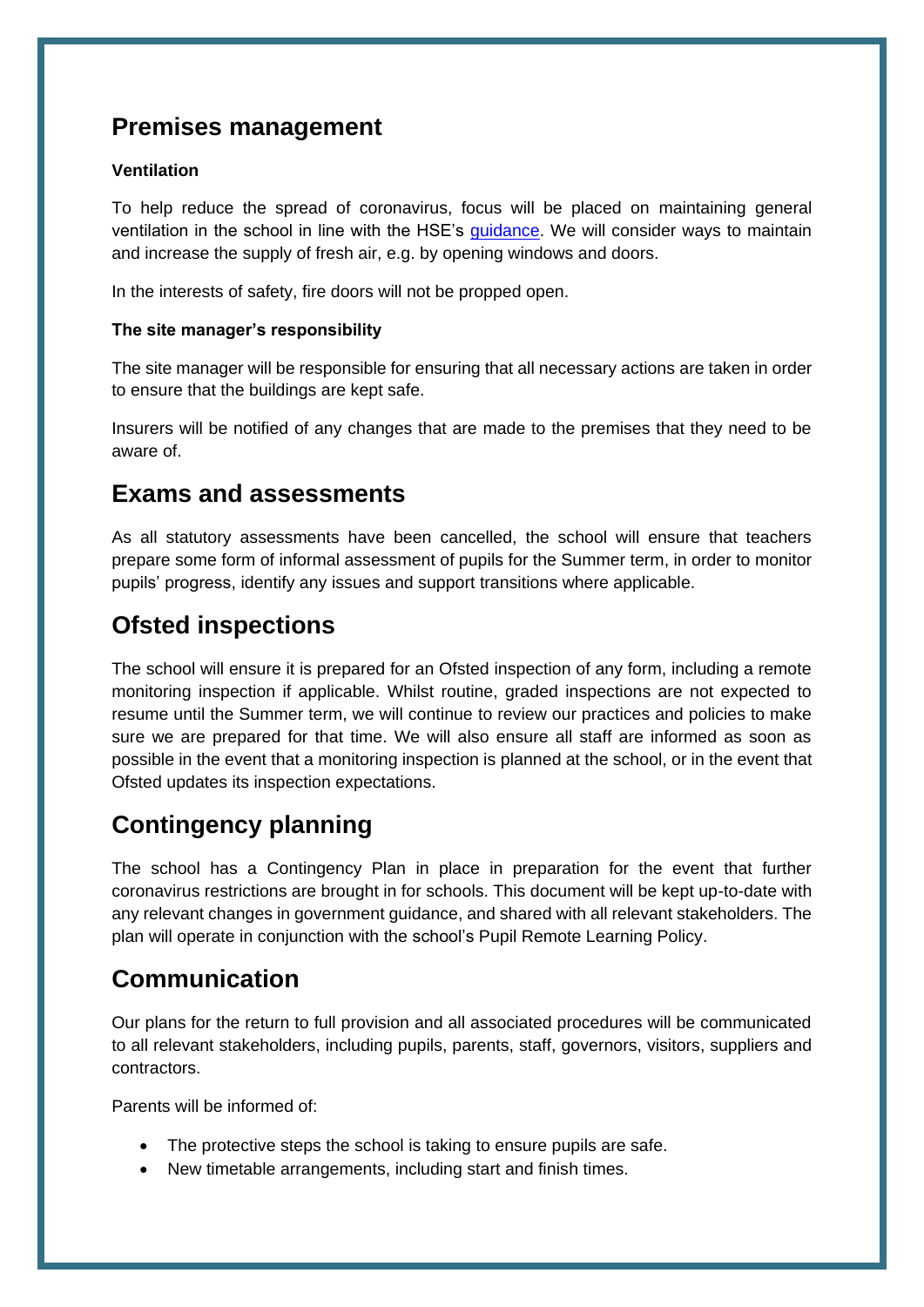## Premises management

### Ventilation

To help reduce the spread of coronavirus, focus will be placed on maintaining general ventilation in the school in line with the HSE's guidance. We will consider ways to maintain and increase the supply of fresh air, e.g. by opening windows and doors.

In the interests of safety, fire doors will not be propped open.

### The site manager's responsibility

The site manager will be responsible for ensuring that all necessary actions are taken in order to ensure that the buildings are kept safe.

Insurers will be notified of any changes that are made to the premises that they need to be aware of.

## Exams and assessments

As all statutory assessments have been cancelled, the school will ensure that teachers prepare some form of informal assessment of pupils for the Summer term, in order to monitor pupils' progress, identify any issues and support transitions where applicable.

## Ofsted inspections

The school will ensure it is prepared for an Ofsted inspection of any form, including a remote monitoring inspection if applicable. Whilst routine, graded inspections are not expected to resume until the Summer term, we will continue to review our practices and policies to make sure we are prepared for that time. We will also ensure all staff are informed as soon as possible in the event that a monitoring inspection is planned at the school, or in the event that Ofsted updates its inspection expectations.

## Contingency planning

The school has a Contingency Plan in place in preparation for the event that further coronavirus restrictions are brought in for schools. This document will be kept up-to-date with any relevant changes in government guidance, and shared with all relevant stakeholders. The plan will operate in conjunction with the school's Pupil Remote Learning Policy.

## Communication

Our plans for the return to full provision and all associated procedures will be communicated to all relevant stakeholders, including pupils, parents, staff, governors, visitors, suppliers and contractors.

Parents will be informed of:

- The protective steps the school is taking to ensure pupils are safe.
- New timetable arrangements, including start and finish times.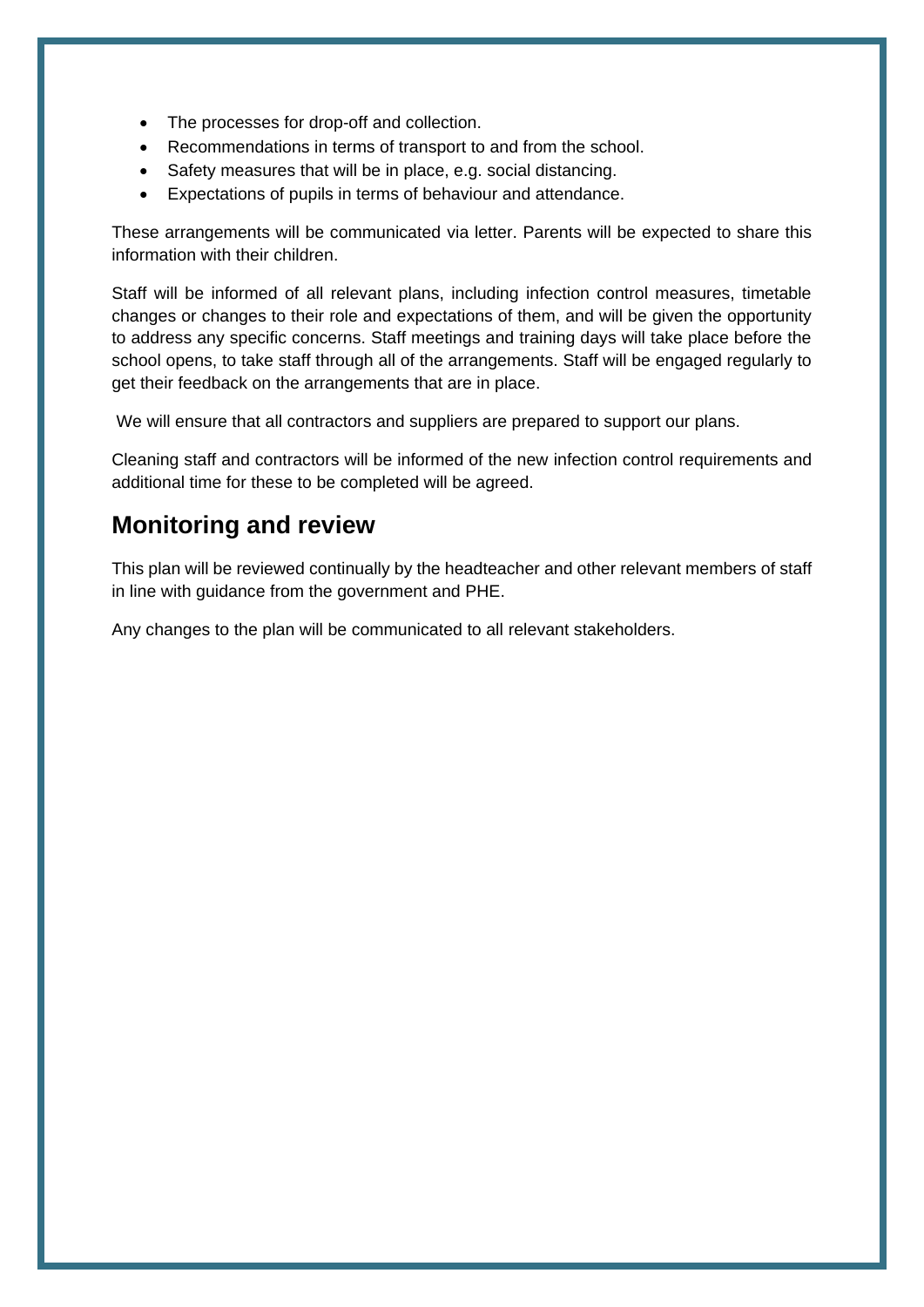- The processes for drop-off and collection.
- Recommendations in terms of transport to and from the school.
- Safety measures that will be in place, e.g. social distancing.
- Expectations of pupils in terms of behaviour and attendance.

These arrangements will be communicated via letter. Parents will be expected to share this information with their children.

Staff will be informed of all relevant plans, including infection control measures, timetable changes or changes to their role and expectations of them, and will be given the opportunity to address any specific concerns. Staff meetings and training days will take place before the school opens, to take staff through all of the arrangements. Staff will be engaged regularly to get their feedback on the arrangements that are in place.

We will ensure that all contractors and suppliers are prepared to support our plans.

Cleaning staff and contractors will be informed of the new infection control requirements and additional time for these to be completed will be agreed.

## Monitoring and review

This plan will be reviewed continually by the headteacher and other relevant members of staff in line with guidance from the government and PHE.

Any changes to the plan will be communicated to all relevant stakeholders.